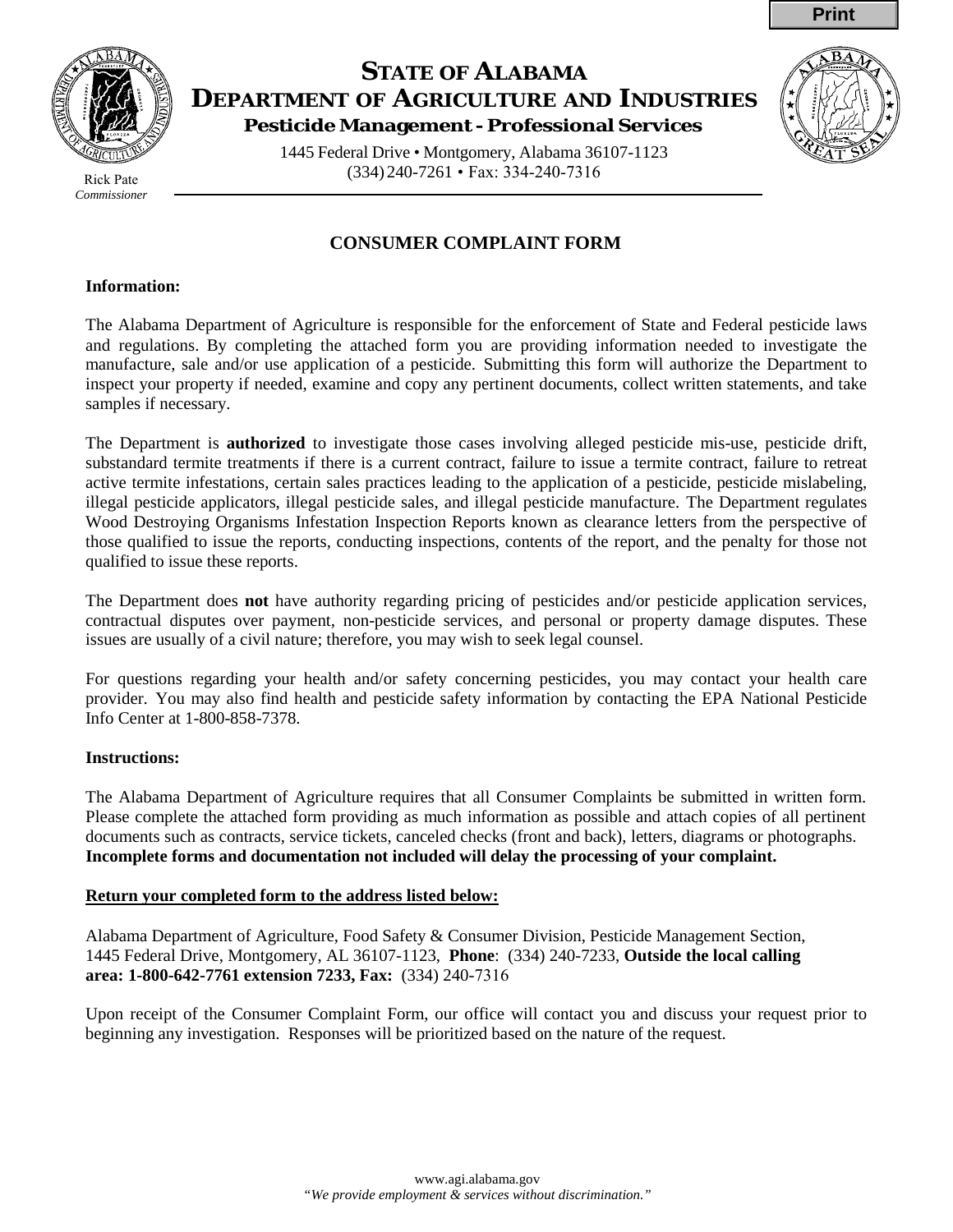# STATE OF ALABAMA
# DEPARTMENT OF AGRICULTURE AND INDUSTRIES

**Pesticide Management - Professional Services**

1445 Federal Drive • Montgomery, Alabama 36107-1123
(334) 240-7261 • Fax: 334-240-7316

Rick Pate
*Commissioner*

## CONSUMER COMPLAINT FORM

**Information:**

The Alabama Department of Agriculture is responsible for the enforcement of State and Federal pesticide laws and regulations. By completing the attached form you are providing information needed to investigate the manufacture, sale and/or use application of a pesticide. Submitting this form will authorize the Department to inspect your property if needed, examine and copy any pertinent documents, collect written statements, and take samples if necessary.

The Department is **authorized** to investigate those cases involving alleged pesticide mis-use, pesticide drift, substandard termite treatments if there is a current contract, failure to issue a termite contract, failure to retreat active termite infestations, certain sales practices leading to the application of a pesticide, pesticide mislabeling, illegal pesticide applicators, illegal pesticide sales, and illegal pesticide manufacture. The Department regulates Wood Destroying Organisms Infestation Inspection Reports known as clearance letters from the perspective of those qualified to issue the reports, conducting inspections, contents of the report, and the penalty for those not qualified to issue these reports.

The Department does **not** have authority regarding pricing of pesticides and/or pesticide application services, contractual disputes over payment, non-pesticide services, and personal or property damage disputes. These issues are usually of a civil nature; therefore, you may wish to seek legal counsel.

For questions regarding your health and/or safety concerning pesticides, you may contact your health care provider. You may also find health and pesticide safety information by contacting the EPA National Pesticide Info Center at 1-800-858-7378.

**Instructions:**

The Alabama Department of Agriculture requires that all Consumer Complaints be submitted in written form. Please complete the attached form providing as much information as possible and attach copies of all pertinent documents such as contracts, service tickets, canceled checks (front and back), letters, diagrams or photographs. **Incomplete forms and documentation not included will delay the processing of your complaint.**

**<u>Return your completed form to the address listed below:</u>**

Alabama Department of Agriculture, Food Safety & Consumer Division, Pesticide Management Section, 1445 Federal Drive, Montgomery, AL 36107-1123, **Phone**: (334) 240-7233, **Outside the local calling area: 1-800-642-7761 extension 7233, Fax:** (334) 240-7316

Upon receipt of the Consumer Complaint Form, our office will contact you and discuss your request prior to beginning any investigation. Responses will be prioritized based on the nature of the request.

www.agi.alabama.gov
*"We provide employment & services without discrimination."*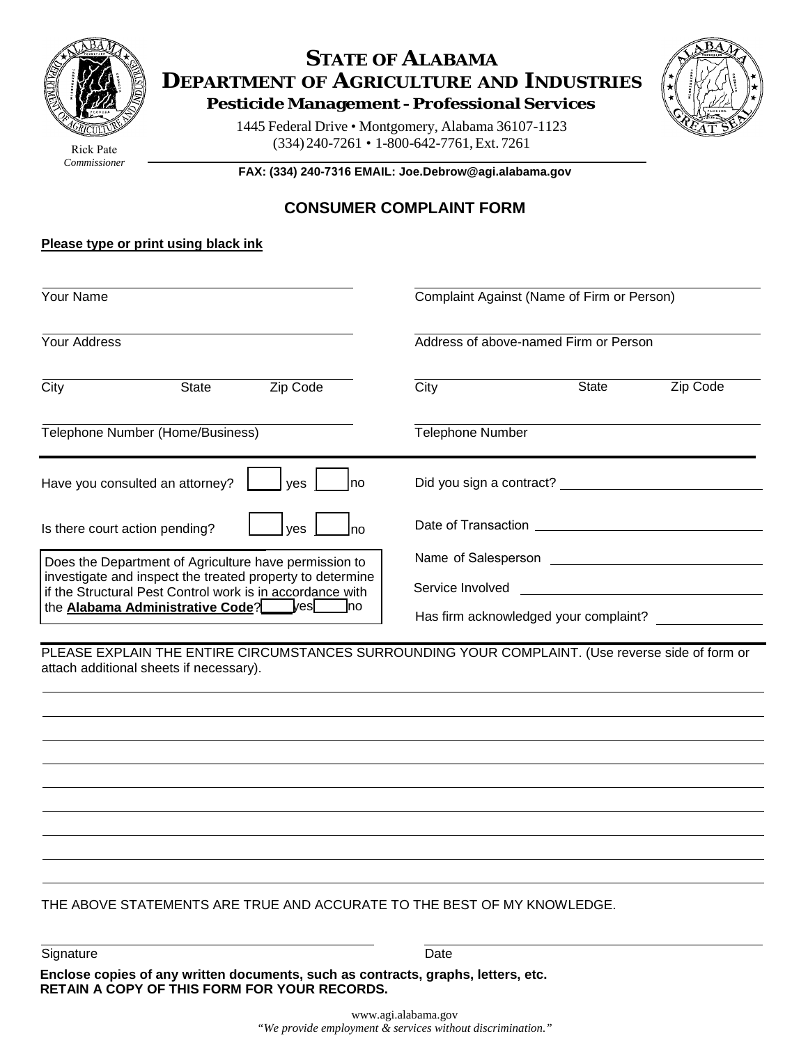Rick Pate
*Commissioner*

# STATE OF ALABAMA
# DEPARTMENT OF AGRICULTURE AND INDUSTRIES
### Pesticide Management - Professional Services

1445 Federal Drive • Montgomery, Alabama 36107-1123
(334) 240-7261 • 1-800-642-7761, Ext. 7261

**FAX: (334) 240-7316 EMAIL: Joe.Debrow@agi.alabama.gov**

## CONSUMER COMPLAINT FORM

**Please type or print using black ink**

Your Name ______________________

Your Address ______________________

City ______ State ______ Zip Code ______

Telephone Number (Home/Business) ______________________

Complaint Against (Name of Firm or Person) ______________________

Address of above-named Firm or Person ______________________

City ______ State ______ Zip Code ______

Telephone Number ______________________

Have you consulted an attorney? ☐ yes ☐ no

Is there court action pending? ☐ yes ☐ no

Does the Department of Agriculture have permission to investigate and inspect the treated property to determine if the Structural Pest Control work is in accordance with the **Alabama Administrative Code**? ☐ yes ☐ no

Did you sign a contract? ______________________

Date of Transaction ______________________

Name of Salesperson ______________________

Service Involved ______________________

Has firm acknowledged your complaint? ______________________

PLEASE EXPLAIN THE ENTIRE CIRCUMSTANCES SURROUNDING YOUR COMPLAINT. (Use reverse side of form or attach additional sheets if necessary).

______________________________________________________________________

______________________________________________________________________

______________________________________________________________________

______________________________________________________________________

______________________________________________________________________

______________________________________________________________________

______________________________________________________________________

______________________________________________________________________

THE ABOVE STATEMENTS ARE TRUE AND ACCURATE TO THE BEST OF MY KNOWLEDGE.

Signature ______________________ Date ______________________

**Enclose copies of any written documents, such as contracts, graphs, letters, etc.**
**RETAIN A COPY OF THIS FORM FOR YOUR RECORDS.**

www.agi.alabama.gov
*"We provide employment & services without discrimination."*